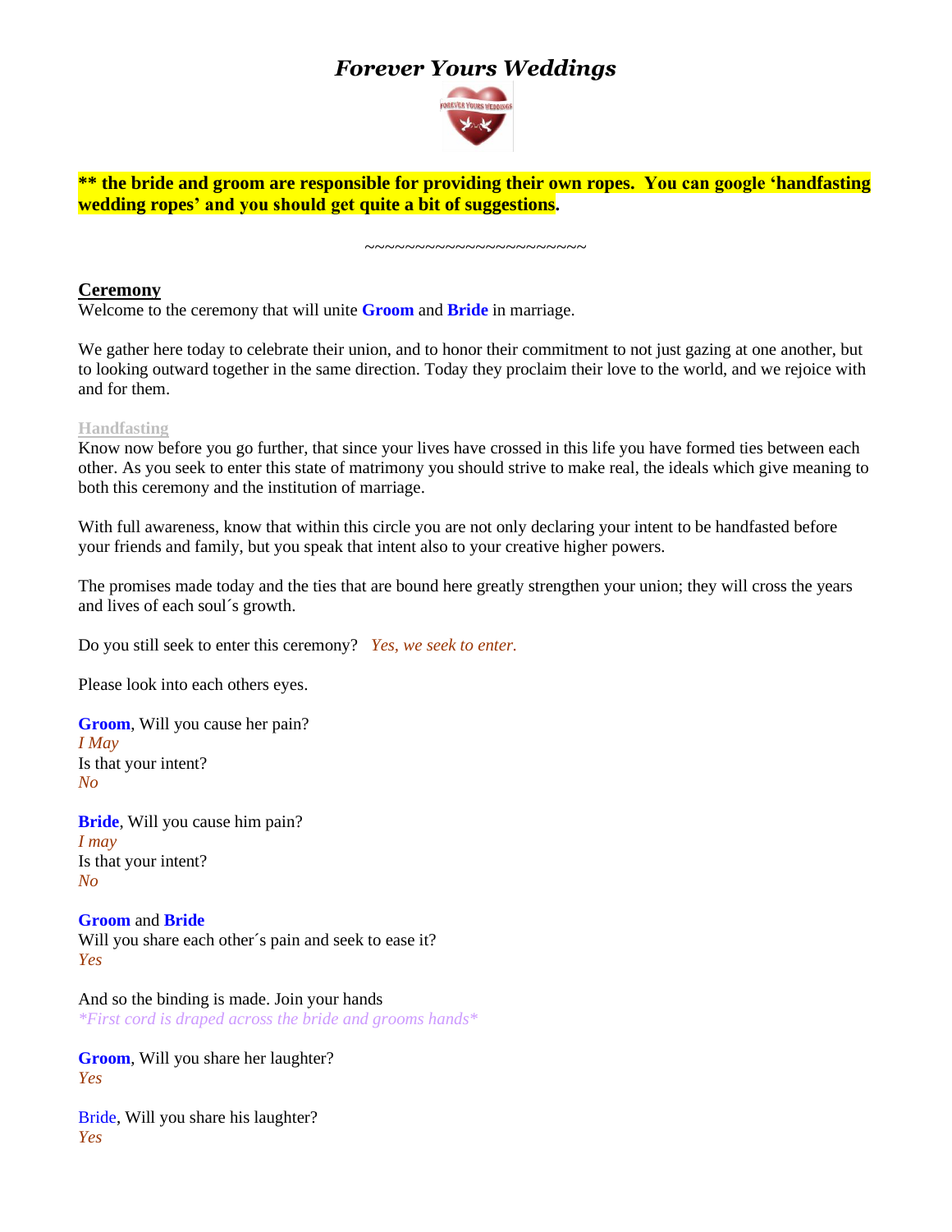# *Forever Yours Weddings*

**** the bride and groom are responsible for providing their own ropes.  You can google 'handfasting wedding ropes' and you should get quite a bit of suggestions.**

~~~~~~~~~~~~~~~~~~~~~~

## Ceremony

Welcome to the ceremony that will unite **Groom** and **Bride** in marriage.

We gather here today to celebrate their union, and to honor their commitment to not just gazing at one another, but to looking outward together in the same direction. Today they proclaim their love to the world, and we rejoice with and for them.

### Handfasting

Know now before you go further, that since your lives have crossed in this life you have formed ties between each other. As you seek to enter this state of matrimony you should strive to make real, the ideals which give meaning to both this ceremony and the institution of marriage.

With full awareness, know that within this circle you are not only declaring your intent to be handfasted before your friends and family, but you speak that intent also to your creative higher powers.

The promises made today and the ties that are bound here greatly strengthen your union; they will cross the years and lives of each soul´s growth.

Do you still seek to enter this ceremony?   *Yes, we seek to enter.*

Please look into each others eyes.

**Groom**, Will you cause her pain?
*I May*
Is that your intent?
*No*

**Bride**, Will you cause him pain?
*I may*
Is that your intent?
*No*

**Groom** and **Bride**
Will you share each other´s pain and seek to ease it?
*Yes*

And so the binding is made. Join your hands
*\*First cord is draped across the bride and grooms hands\**

**Groom**, Will you share her laughter?
*Yes*

Bride, Will you share his laughter?
*Yes*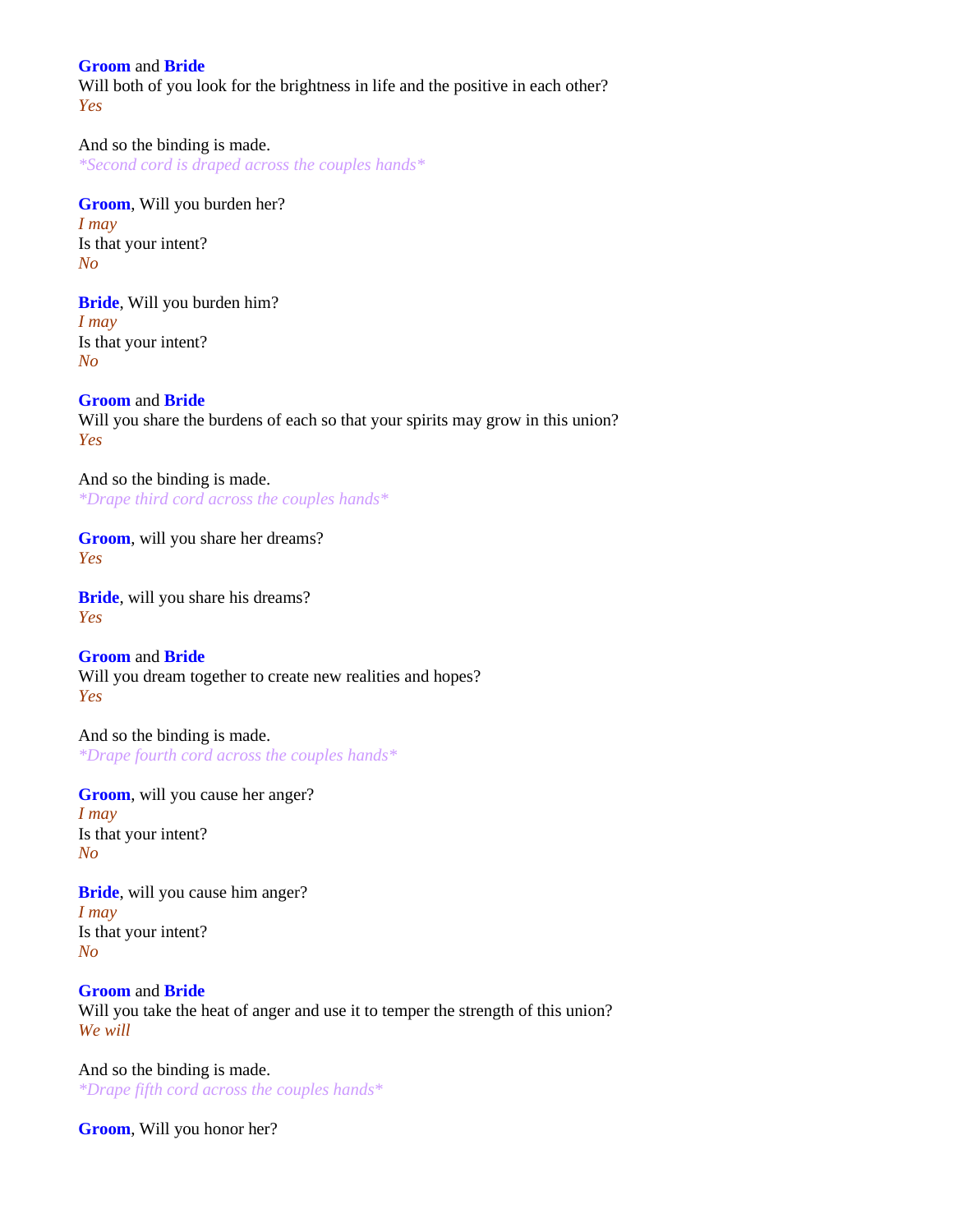**Groom** and **Bride**
Will both of you look for the brightness in life and the positive in each other?
*Yes*

And so the binding is made.
*\*Second cord is draped across the couples hands\**

**Groom**, Will you burden her?
*I may*
Is that your intent?
*No*

**Bride**, Will you burden him?
*I may*
Is that your intent?
*No*

**Groom** and **Bride**
Will you share the burdens of each so that your spirits may grow in this union?
*Yes*

And so the binding is made.
*\*Drape third cord across the couples hands\**

**Groom**, will you share her dreams?
*Yes*

**Bride**, will you share his dreams?
*Yes*

**Groom** and **Bride**
Will you dream together to create new realities and hopes?
*Yes*

And so the binding is made.
*\*Drape fourth cord across the couples hands\**

**Groom**, will you cause her anger?
*I may*
Is that your intent?
*No*

**Bride**, will you cause him anger?
*I may*
Is that your intent?
*No*

**Groom** and **Bride**
Will you take the heat of anger and use it to temper the strength of this union?
*We will*

And so the binding is made.
*\*Drape fifth cord across the couples hands\**

**Groom**, Will you honor her?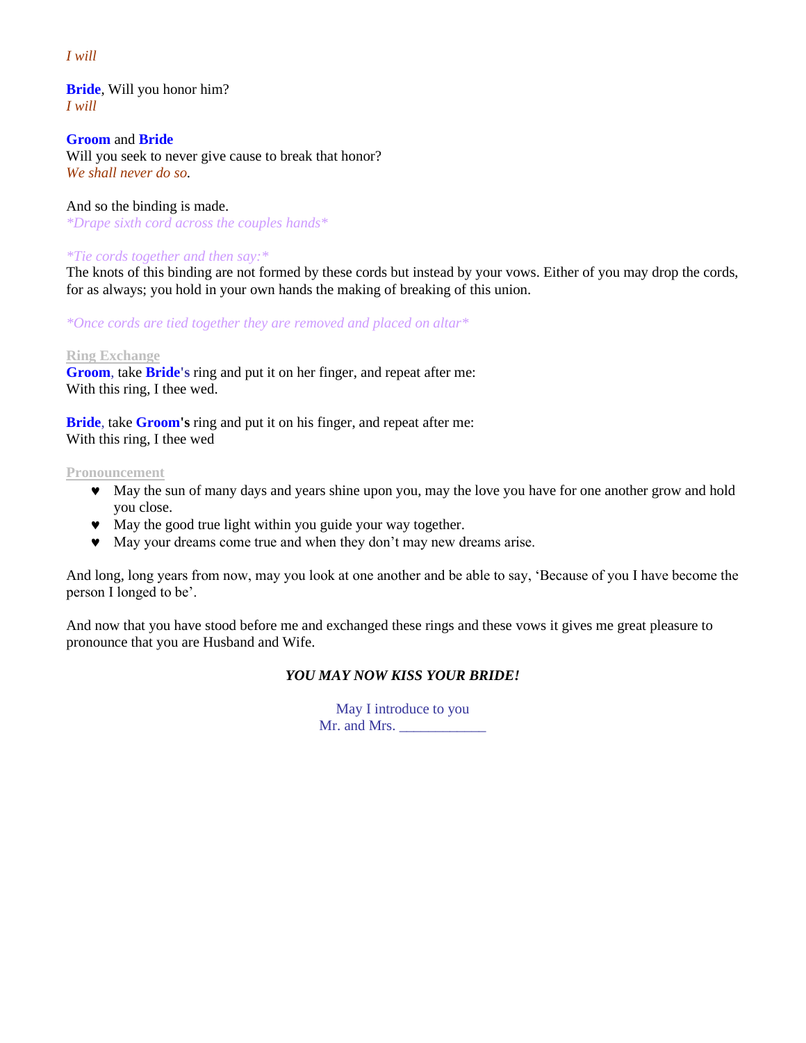*I will*

**Bride**, Will you honor him?
*I will*

**Groom** and **Bride**
Will you seek to never give cause to break that honor?
*We shall never do so.*

And so the binding is made.
*\*Drape sixth cord across the couples hands\**

*\*Tie cords together and then say:\**
The knots of this binding are not formed by these cords but instead by your vows. Either of you may drop the cords, for as always; you hold in your own hands the making of breaking of this union.

*\*Once cords are tied together they are removed and placed on altar\**

**Ring Exchange**

**Groom**, take **Bride's** ring and put it on her finger, and repeat after me:
With this ring, I thee wed.

**Bride**, take **Groom's** ring and put it on his finger, and repeat after me:
With this ring, I thee wed

**Pronouncement**

- May the sun of many days and years shine upon you, may the love you have for one another grow and hold you close.
- May the good true light within you guide your way together.
- May your dreams come true and when they don't may new dreams arise.

And long, long years from now, may you look at one another and be able to say, 'Because of you I have become the person I longed to be'.

And now that you have stood before me and exchanged these rings and these vows it gives me great pleasure to pronounce that you are Husband and Wife.

***YOU MAY NOW KISS YOUR BRIDE!***

May I introduce to you
Mr. and Mrs. ____________